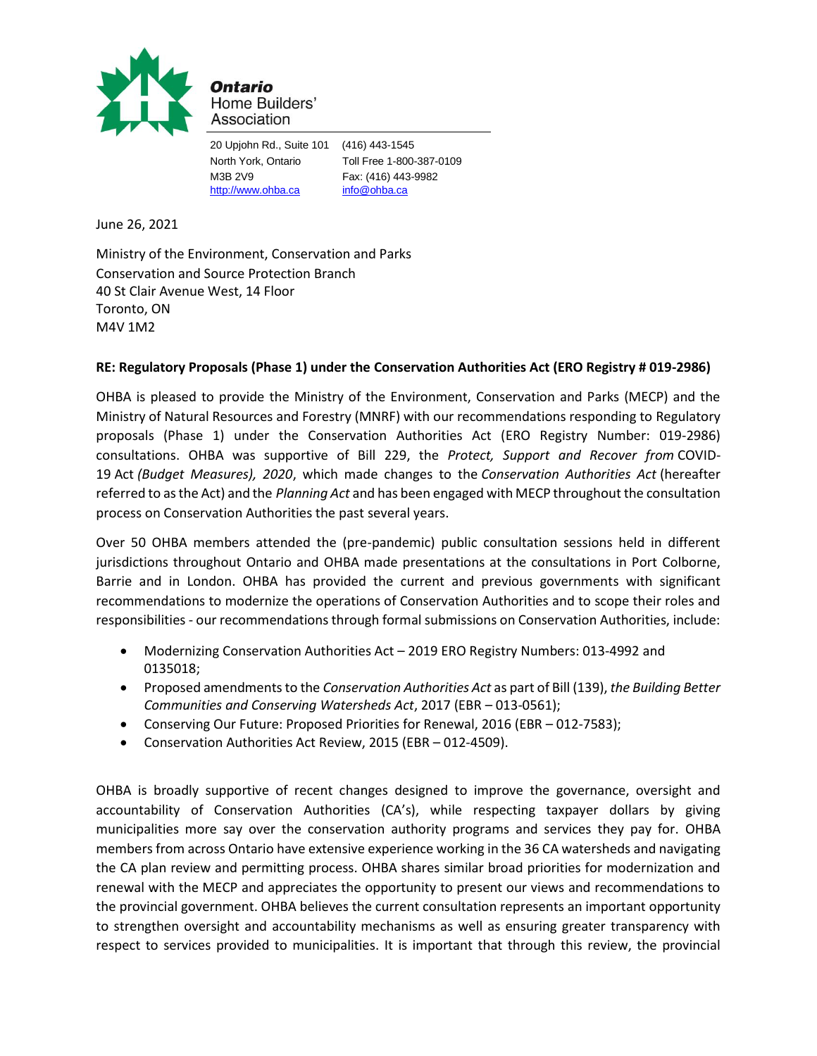**Ontario**
Home Builders'
Association

20 Upjohn Rd., Suite 101
North York, Ontario
M3B 2V9
http://www.ohba.ca

(416) 443-1545
Toll Free 1-800-387-0109
Fax: (416) 443-9982
info@ohba.ca

June 26, 2021

Ministry of the Environment, Conservation and Parks
Conservation and Source Protection Branch
40 St Clair Avenue West, 14 Floor
Toronto, ON
M4V 1M2

**RE: Regulatory Proposals (Phase 1) under the Conservation Authorities Act (ERO Registry # 019-2986)**

OHBA is pleased to provide the Ministry of the Environment, Conservation and Parks (MECP) and the Ministry of Natural Resources and Forestry (MNRF) with our recommendations responding to Regulatory proposals (Phase 1) under the Conservation Authorities Act (ERO Registry Number: 019-2986) consultations. OHBA was supportive of Bill 229, the *Protect, Support and Recover from* COVID-19 Act *(Budget Measures), 2020*, which made changes to the *Conservation Authorities Act* (hereafter referred to as the Act) and the *Planning Act* and has been engaged with MECP throughout the consultation process on Conservation Authorities the past several years.

Over 50 OHBA members attended the (pre-pandemic) public consultation sessions held in different jurisdictions throughout Ontario and OHBA made presentations at the consultations in Port Colborne, Barrie and in London. OHBA has provided the current and previous governments with significant recommendations to modernize the operations of Conservation Authorities and to scope their roles and responsibilities - our recommendations through formal submissions on Conservation Authorities, include:

- Modernizing Conservation Authorities Act – 2019 ERO Registry Numbers: 013-4992 and 0135018;
- Proposed amendments to the *Conservation Authorities Act* as part of Bill (139), *the Building Better Communities and Conserving Watersheds Act*, 2017 (EBR – 013-0561);
- Conserving Our Future: Proposed Priorities for Renewal, 2016 (EBR – 012-7583);
- Conservation Authorities Act Review, 2015 (EBR – 012-4509).

OHBA is broadly supportive of recent changes designed to improve the governance, oversight and accountability of Conservation Authorities (CA's), while respecting taxpayer dollars by giving municipalities more say over the conservation authority programs and services they pay for. OHBA members from across Ontario have extensive experience working in the 36 CA watersheds and navigating the CA plan review and permitting process. OHBA shares similar broad priorities for modernization and renewal with the MECP and appreciates the opportunity to present our views and recommendations to the provincial government. OHBA believes the current consultation represents an important opportunity to strengthen oversight and accountability mechanisms as well as ensuring greater transparency with respect to services provided to municipalities. It is important that through this review, the provincial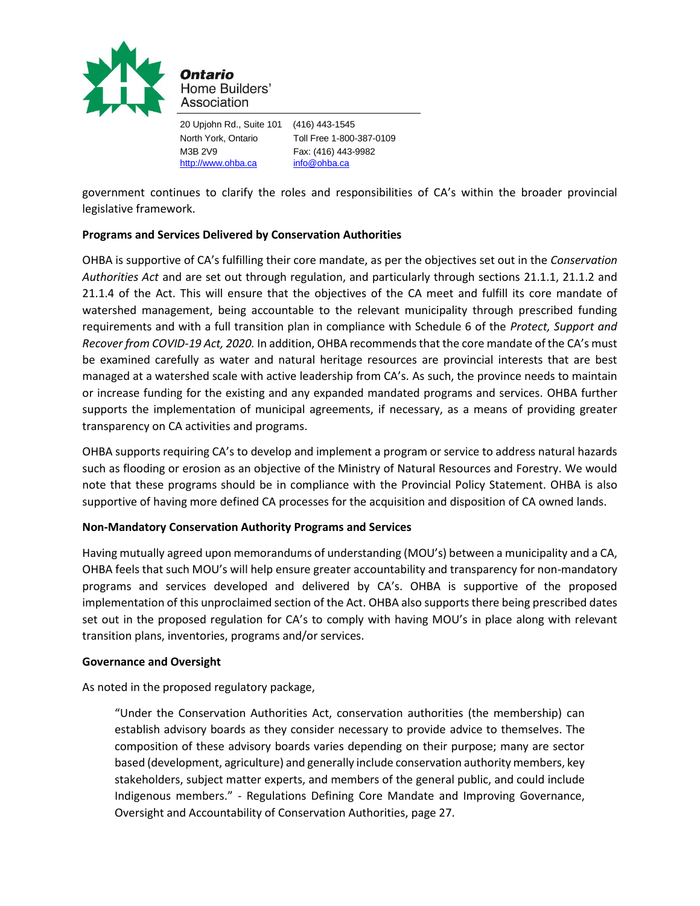government continues to clarify the roles and responsibilities of CA's within the broader provincial legislative framework.

**Programs and Services Delivered by Conservation Authorities**

OHBA is supportive of CA's fulfilling their core mandate, as per the objectives set out in the *Conservation Authorities Act* and are set out through regulation, and particularly through sections 21.1.1, 21.1.2 and 21.1.4 of the Act. This will ensure that the objectives of the CA meet and fulfill its core mandate of watershed management, being accountable to the relevant municipality through prescribed funding requirements and with a full transition plan in compliance with Schedule 6 of the *Protect, Support and Recover from COVID-19 Act, 2020.* In addition, OHBA recommends that the core mandate of the CA's must be examined carefully as water and natural heritage resources are provincial interests that are best managed at a watershed scale with active leadership from CA's. As such, the province needs to maintain or increase funding for the existing and any expanded mandated programs and services. OHBA further supports the implementation of municipal agreements, if necessary, as a means of providing greater transparency on CA activities and programs.

OHBA supports requiring CA's to develop and implement a program or service to address natural hazards such as flooding or erosion as an objective of the Ministry of Natural Resources and Forestry. We would note that these programs should be in compliance with the Provincial Policy Statement. OHBA is also supportive of having more defined CA processes for the acquisition and disposition of CA owned lands.

**Non-Mandatory Conservation Authority Programs and Services**

Having mutually agreed upon memorandums of understanding (MOU's) between a municipality and a CA, OHBA feels that such MOU's will help ensure greater accountability and transparency for non-mandatory programs and services developed and delivered by CA's. OHBA is supportive of the proposed implementation of this unproclaimed section of the Act. OHBA also supports there being prescribed dates set out in the proposed regulation for CA's to comply with having MOU's in place along with relevant transition plans, inventories, programs and/or services.

**Governance and Oversight**

As noted in the proposed regulatory package,

> "Under the Conservation Authorities Act, conservation authorities (the membership) can establish advisory boards as they consider necessary to provide advice to themselves. The composition of these advisory boards varies depending on their purpose; many are sector based (development, agriculture) and generally include conservation authority members, key stakeholders, subject matter experts, and members of the general public, and could include Indigenous members." - Regulations Defining Core Mandate and Improving Governance, Oversight and Accountability of Conservation Authorities, page 27.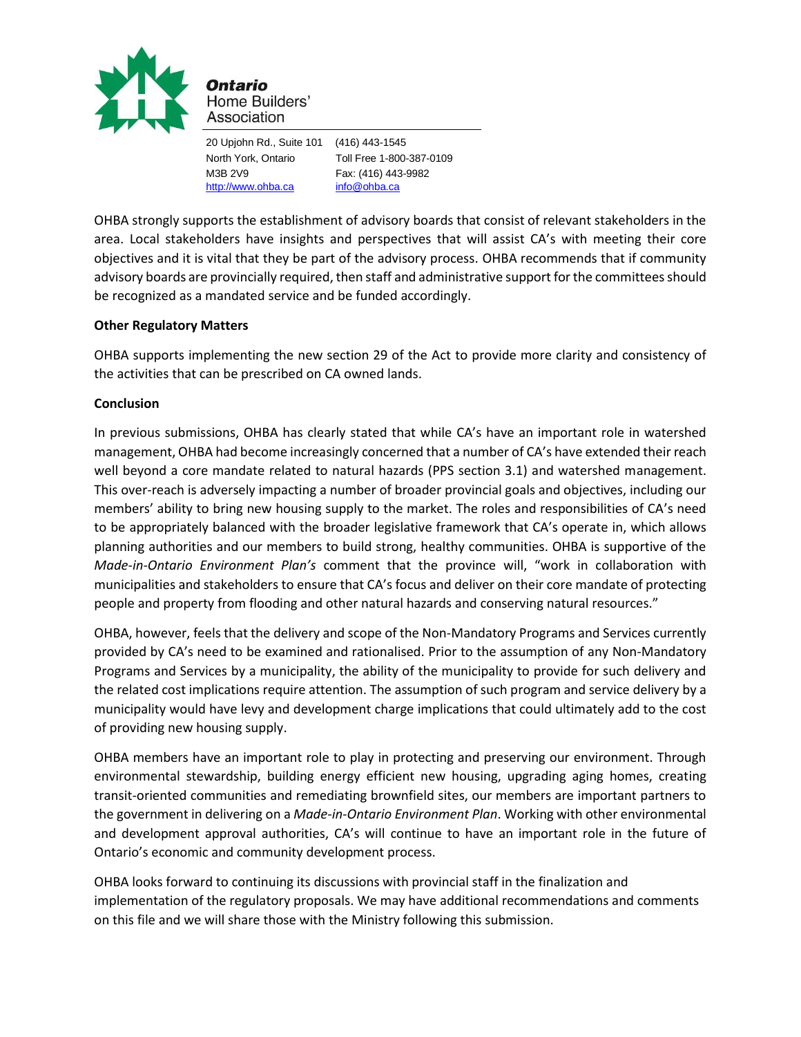**Ontario** Home Builders' Association

20 Upjohn Rd., Suite 101
North York, Ontario
M3B 2V9
http://www.ohba.ca

(416) 443-1545
Toll Free 1-800-387-0109
Fax: (416) 443-9982
info@ohba.ca

OHBA strongly supports the establishment of advisory boards that consist of relevant stakeholders in the area. Local stakeholders have insights and perspectives that will assist CA's with meeting their core objectives and it is vital that they be part of the advisory process. OHBA recommends that if community advisory boards are provincially required, then staff and administrative support for the committees should be recognized as a mandated service and be funded accordingly.

**Other Regulatory Matters**

OHBA supports implementing the new section 29 of the Act to provide more clarity and consistency of the activities that can be prescribed on CA owned lands.

**Conclusion**

In previous submissions, OHBA has clearly stated that while CA's have an important role in watershed management, OHBA had become increasingly concerned that a number of CA's have extended their reach well beyond a core mandate related to natural hazards (PPS section 3.1) and watershed management. This over-reach is adversely impacting a number of broader provincial goals and objectives, including our members' ability to bring new housing supply to the market. The roles and responsibilities of CA's need to be appropriately balanced with the broader legislative framework that CA's operate in, which allows planning authorities and our members to build strong, healthy communities. OHBA is supportive of the *Made-in-Ontario Environment Plan's* comment that the province will, "work in collaboration with municipalities and stakeholders to ensure that CA's focus and deliver on their core mandate of protecting people and property from flooding and other natural hazards and conserving natural resources."

OHBA, however, feels that the delivery and scope of the Non-Mandatory Programs and Services currently provided by CA's need to be examined and rationalised. Prior to the assumption of any Non-Mandatory Programs and Services by a municipality, the ability of the municipality to provide for such delivery and the related cost implications require attention. The assumption of such program and service delivery by a municipality would have levy and development charge implications that could ultimately add to the cost of providing new housing supply.

OHBA members have an important role to play in protecting and preserving our environment. Through environmental stewardship, building energy efficient new housing, upgrading aging homes, creating transit-oriented communities and remediating brownfield sites, our members are important partners to the government in delivering on a *Made-in-Ontario Environment Plan*. Working with other environmental and development approval authorities, CA's will continue to have an important role in the future of Ontario's economic and community development process.

OHBA looks forward to continuing its discussions with provincial staff in the finalization and implementation of the regulatory proposals. We may have additional recommendations and comments on this file and we will share those with the Ministry following this submission.